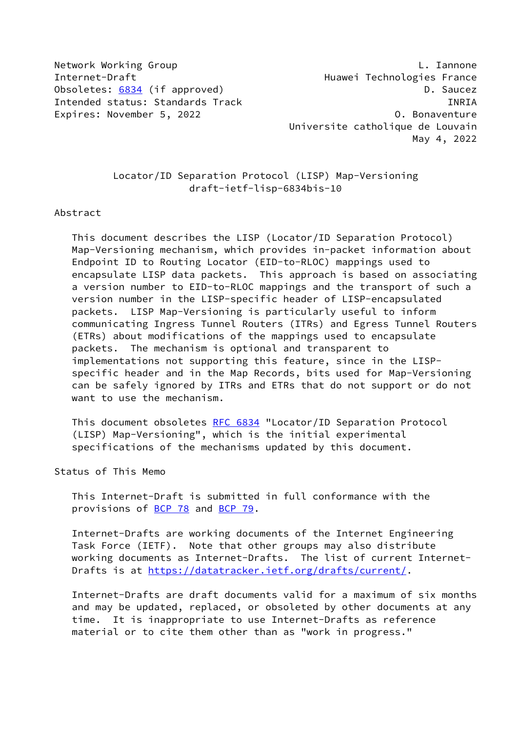Network Working Group L. Iannone
Internet-Draft Huawei Technologies France
Obsoletes: 6834 (if approved) D. Saucez
Intended status: Standards Track INRIA
Expires: November 5, 2022 O. Bonaventure
Universite catholique de Louvain
May 4, 2022

# Locator/ID Separation Protocol (LISP) Map-Versioning
draft-ietf-lisp-6834bis-10

## Abstract

This document describes the LISP (Locator/ID Separation Protocol) Map-Versioning mechanism, which provides in-packet information about Endpoint ID to Routing Locator (EID-to-RLOC) mappings used to encapsulate LISP data packets. This approach is based on associating a version number to EID-to-RLOC mappings and the transport of such a version number in the LISP-specific header of LISP-encapsulated packets. LISP Map-Versioning is particularly useful to inform communicating Ingress Tunnel Routers (ITRs) and Egress Tunnel Routers (ETRs) about modifications of the mappings used to encapsulate packets. The mechanism is optional and transparent to implementations not supporting this feature, since in the LISP-specific header and in the Map Records, bits used for Map-Versioning can be safely ignored by ITRs and ETRs that do not support or do not want to use the mechanism.

This document obsoletes RFC 6834 "Locator/ID Separation Protocol (LISP) Map-Versioning", which is the initial experimental specifications of the mechanisms updated by this document.

## Status of This Memo

This Internet-Draft is submitted in full conformance with the provisions of BCP 78 and BCP 79.

Internet-Drafts are working documents of the Internet Engineering Task Force (IETF). Note that other groups may also distribute working documents as Internet-Drafts. The list of current Internet-Drafts is at https://datatracker.ietf.org/drafts/current/.

Internet-Drafts are draft documents valid for a maximum of six months and may be updated, replaced, or obsoleted by other documents at any time. It is inappropriate to use Internet-Drafts as reference material or to cite them other than as "work in progress."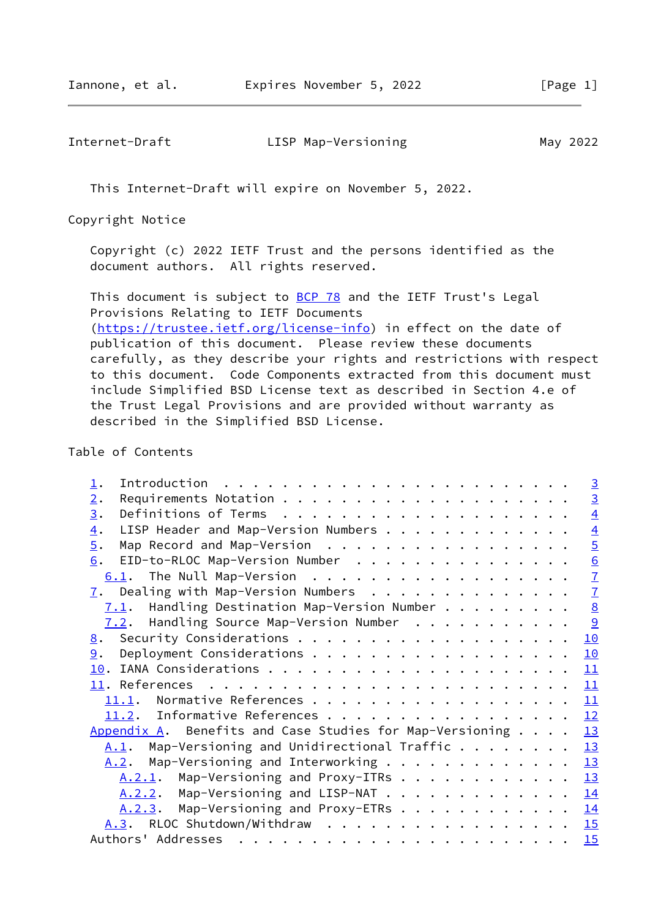This Internet-Draft will expire on November 5, 2022.

## Copyright Notice

Copyright (c) 2022 IETF Trust and the persons identified as the document authors. All rights reserved.

This document is subject to BCP 78 and the IETF Trust's Legal Provisions Relating to IETF Documents (https://trustee.ietf.org/license-info) in effect on the date of publication of this document. Please review these documents carefully, as they describe your rights and restrictions with respect to this document. Code Components extracted from this document must include Simplified BSD License text as described in Section 4.e of the Trust Legal Provisions and are provided without warranty as described in the Simplified BSD License.

## Table of Contents

```
   1.  Introduction  . . . . . . . . . . . . . . . . . . . . . . . .   3
   2.  Requirements Notation . . . . . . . . . . . . . . . . . . . .   3
   3.  Definitions of Terms  . . . . . . . . . . . . . . . . . . . .   4
   4.  LISP Header and Map-Version Numbers . . . . . . . . . . . . .   4
   5.  Map Record and Map-Version  . . . . . . . . . . . . . . . . .   5
   6.  EID-to-RLOC Map-Version Number  . . . . . . . . . . . . . . .   6
     6.1.  The Null Map-Version  . . . . . . . . . . . . . . . . . .   7
   7.  Dealing with Map-Version Numbers  . . . . . . . . . . . . . .   7
     7.1.  Handling Destination Map-Version Number . . . . . . . . .   8
     7.2.  Handling Source Map-Version Number  . . . . . . . . . . .   9
   8.  Security Considerations . . . . . . . . . . . . . . . . . . .  10
   9.  Deployment Considerations . . . . . . . . . . . . . . . . . .  10
   10. IANA Considerations . . . . . . . . . . . . . . . . . . . . .  11
   11. References  . . . . . . . . . . . . . . . . . . . . . . . . .  11
     11.1.  Normative References . . . . . . . . . . . . . . . . . .  11
     11.2.  Informative References . . . . . . . . . . . . . . . . .  12
   Appendix A.  Benefits and Case Studies for Map-Versioning . . . .  13
     A.1.  Map-Versioning and Unidirectional Traffic . . . . . . . .  13
     A.2.  Map-Versioning and Interworking . . . . . . . . . . . . .  13
       A.2.1.  Map-Versioning and Proxy-ITRs . . . . . . . . . . . .  13
       A.2.2.  Map-Versioning and LISP-NAT . . . . . . . . . . . . .  14
       A.2.3.  Map-Versioning and Proxy-ETRs . . . . . . . . . . . .  14
     A.3.  RLOC Shutdown/Withdraw  . . . . . . . . . . . . . . . . .  15
   Authors' Addresses  . . . . . . . . . . . . . . . . . . . . . . .  15
```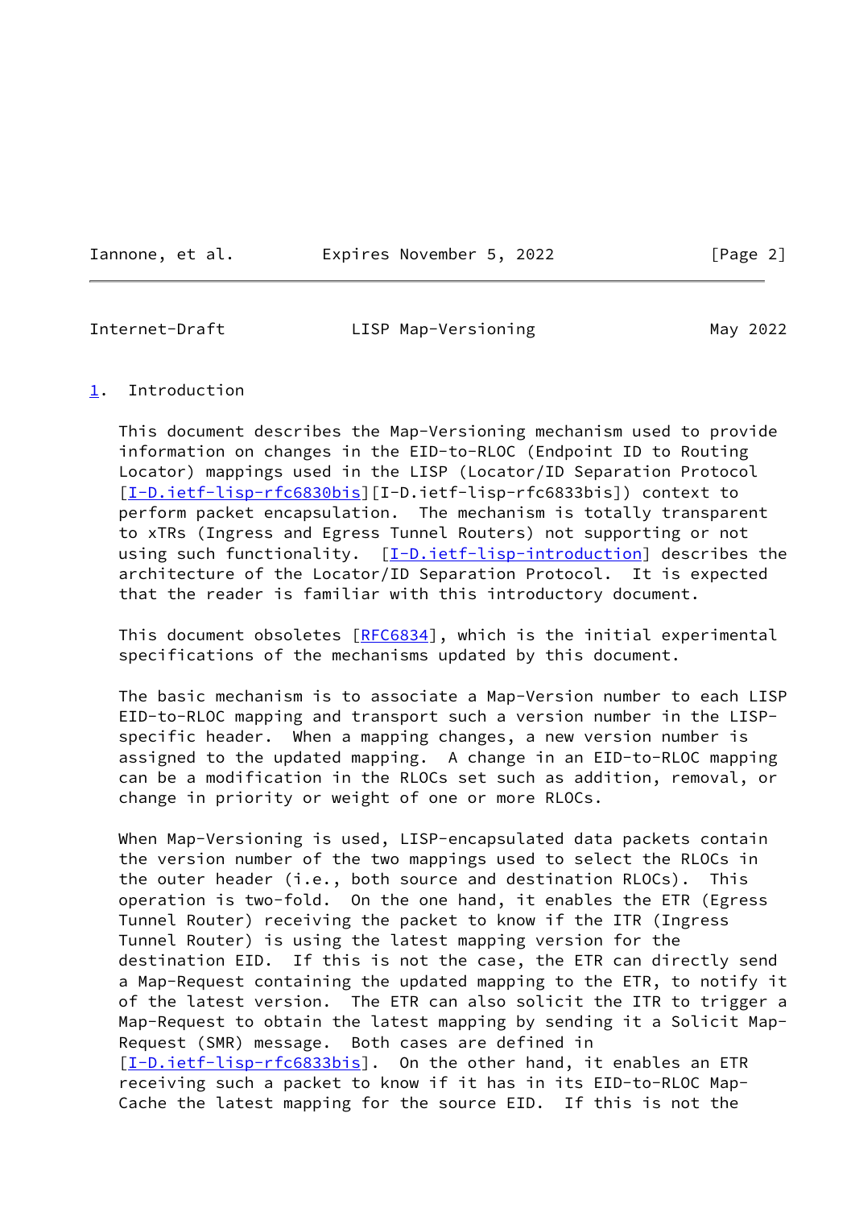## 1. Introduction

This document describes the Map-Versioning mechanism used to provide information on changes in the EID-to-RLOC (Endpoint ID to Routing Locator) mappings used in the LISP (Locator/ID Separation Protocol [I-D.ietf-lisp-rfc6830bis][I-D.ietf-lisp-rfc6833bis]) context to perform packet encapsulation. The mechanism is totally transparent to xTRs (Ingress and Egress Tunnel Routers) not supporting or not using such functionality. [I-D.ietf-lisp-introduction] describes the architecture of the Locator/ID Separation Protocol. It is expected that the reader is familiar with this introductory document.

This document obsoletes [RFC6834], which is the initial experimental specifications of the mechanisms updated by this document.

The basic mechanism is to associate a Map-Version number to each LISP EID-to-RLOC mapping and transport such a version number in the LISP-specific header. When a mapping changes, a new version number is assigned to the updated mapping. A change in an EID-to-RLOC mapping can be a modification in the RLOCs set such as addition, removal, or change in priority or weight of one or more RLOCs.

When Map-Versioning is used, LISP-encapsulated data packets contain the version number of the two mappings used to select the RLOCs in the outer header (i.e., both source and destination RLOCs). This operation is two-fold. On the one hand, it enables the ETR (Egress Tunnel Router) receiving the packet to know if the ITR (Ingress Tunnel Router) is using the latest mapping version for the destination EID. If this is not the case, the ETR can directly send a Map-Request containing the updated mapping to the ETR, to notify it of the latest version. The ETR can also solicit the ITR to trigger a Map-Request to obtain the latest mapping by sending it a Solicit Map-Request (SMR) message. Both cases are defined in [I-D.ietf-lisp-rfc6833bis]. On the other hand, it enables an ETR receiving such a packet to know if it has in its EID-to-RLOC Map-Cache the latest mapping for the source EID. If this is not the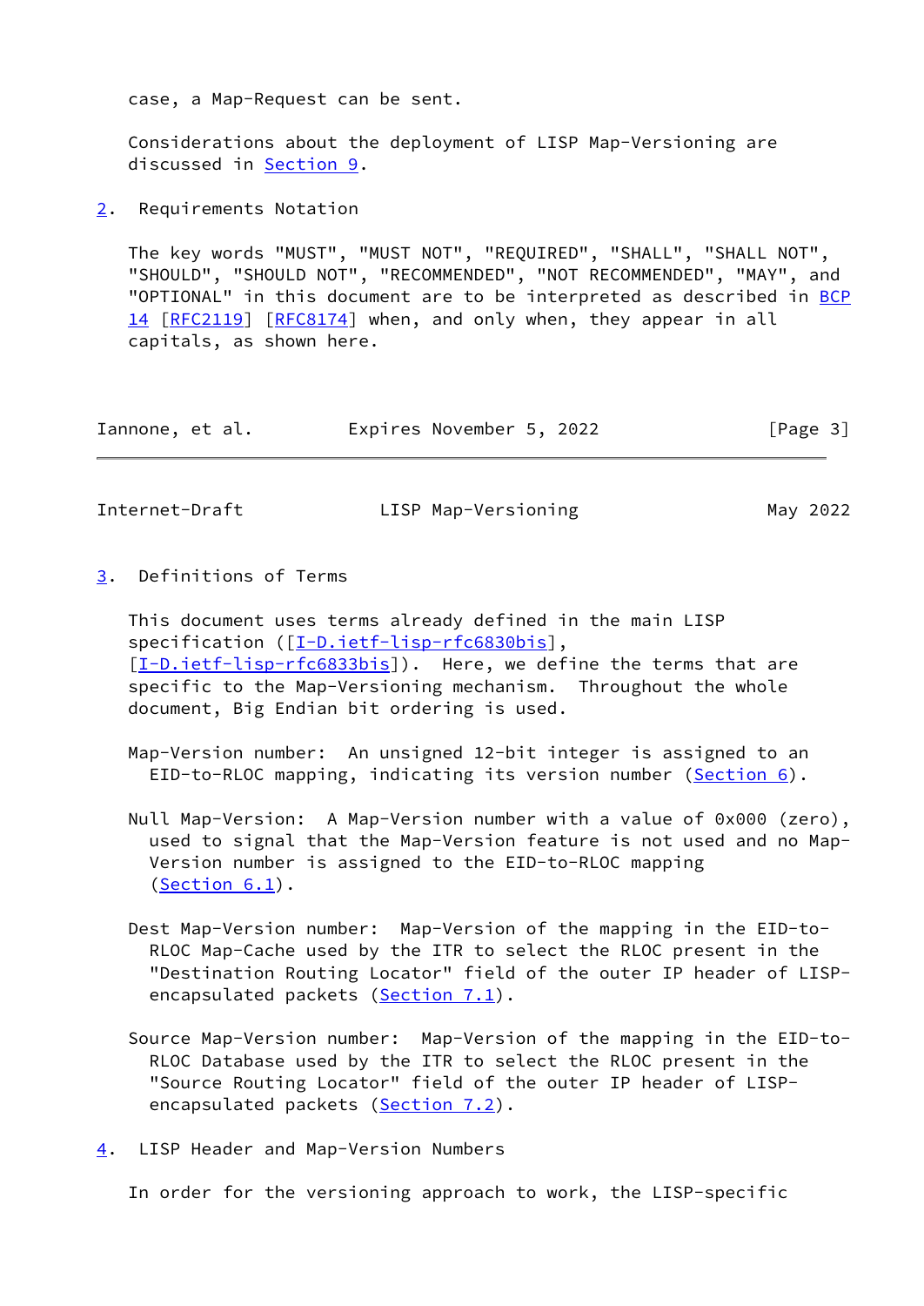case, a Map-Request can be sent.

Considerations about the deployment of LISP Map-Versioning are discussed in Section 9.

## 2. Requirements Notation

The key words "MUST", "MUST NOT", "REQUIRED", "SHALL", "SHALL NOT", "SHOULD", "SHOULD NOT", "RECOMMENDED", "NOT RECOMMENDED", "MAY", and "OPTIONAL" in this document are to be interpreted as described in BCP 14 [RFC2119] [RFC8174] when, and only when, they appear in all capitals, as shown here.

## 3. Definitions of Terms

This document uses terms already defined in the main LISP specification ([I-D.ietf-lisp-rfc6830bis], [I-D.ietf-lisp-rfc6833bis]). Here, we define the terms that are specific to the Map-Versioning mechanism. Throughout the whole document, Big Endian bit ordering is used.

Map-Version number: An unsigned 12-bit integer is assigned to an EID-to-RLOC mapping, indicating its version number (Section 6).

Null Map-Version: A Map-Version number with a value of 0x000 (zero), used to signal that the Map-Version feature is not used and no Map-Version number is assigned to the EID-to-RLOC mapping (Section 6.1).

Dest Map-Version number: Map-Version of the mapping in the EID-to-RLOC Map-Cache used by the ITR to select the RLOC present in the "Destination Routing Locator" field of the outer IP header of LISP-encapsulated packets (Section 7.1).

Source Map-Version number: Map-Version of the mapping in the EID-to-RLOC Database used by the ITR to select the RLOC present in the "Source Routing Locator" field of the outer IP header of LISP-encapsulated packets (Section 7.2).

## 4. LISP Header and Map-Version Numbers

In order for the versioning approach to work, the LISP-specific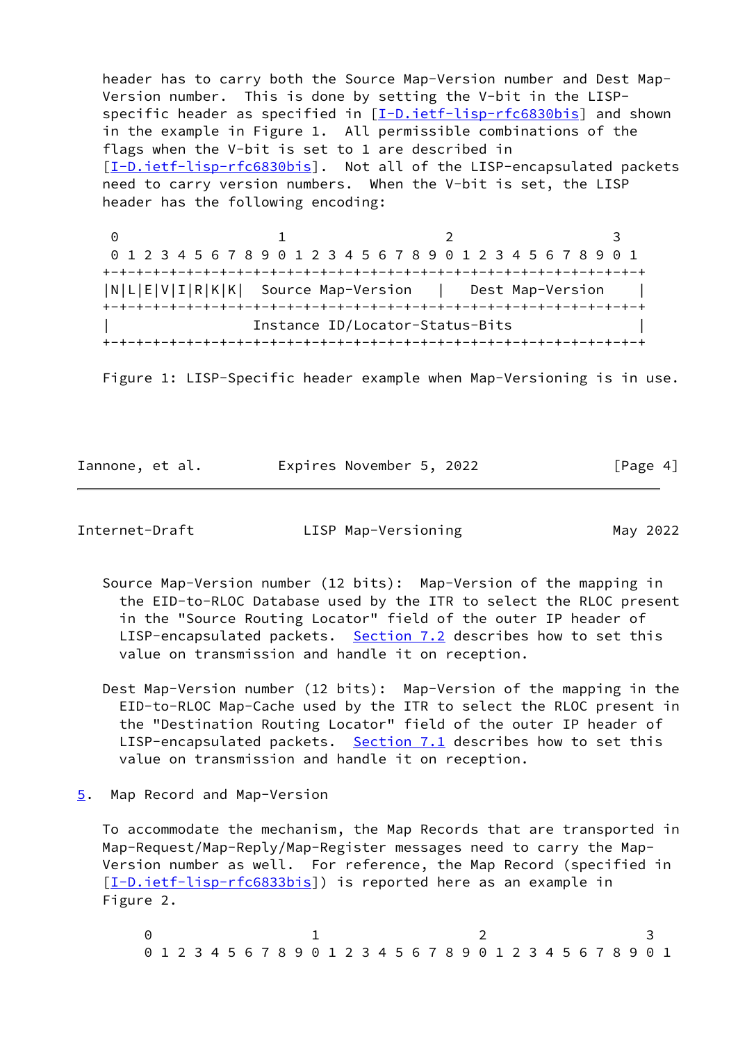header has to carry both the Source Map-Version number and Dest Map-Version number. This is done by setting the V-bit in the LISP-specific header as specified in [I-D.ietf-lisp-rfc6830bis] and shown in the example in Figure 1. All permissible combinations of the flags when the V-bit is set to 1 are described in [I-D.ietf-lisp-rfc6830bis]. Not all of the LISP-encapsulated packets need to carry version numbers. When the V-bit is set, the LISP header has the following encoding:

```
 0                   1                   2                   3
 0 1 2 3 4 5 6 7 8 9 0 1 2 3 4 5 6 7 8 9 0 1 2 3 4 5 6 7 8 9 0 1
+-+-+-+-+-+-+-+-+-+-+-+-+-+-+-+-+-+-+-+-+-+-+-+-+-+-+-+-+-+-+-+-+
|N|L|E|V|I|R|K|K|  Source Map-Version   |   Dest Map-Version    |
+-+-+-+-+-+-+-+-+-+-+-+-+-+-+-+-+-+-+-+-+-+-+-+-+-+-+-+-+-+-+-+-+
|                 Instance ID/Locator-Status-Bits               |
+-+-+-+-+-+-+-+-+-+-+-+-+-+-+-+-+-+-+-+-+-+-+-+-+-+-+-+-+-+-+-+-+
```

Figure 1: LISP-Specific header example when Map-Versioning is in use.

Source Map-Version number (12 bits): Map-Version of the mapping in the EID-to-RLOC Database used by the ITR to select the RLOC present in the "Source Routing Locator" field of the outer IP header of LISP-encapsulated packets. Section 7.2 describes how to set this value on transmission and handle it on reception.

Dest Map-Version number (12 bits): Map-Version of the mapping in the EID-to-RLOC Map-Cache used by the ITR to select the RLOC present in the "Destination Routing Locator" field of the outer IP header of LISP-encapsulated packets. Section 7.1 describes how to set this value on transmission and handle it on reception.

## 5. Map Record and Map-Version

To accommodate the mechanism, the Map Records that are transported in Map-Request/Map-Reply/Map-Register messages need to carry the Map-Version number as well. For reference, the Map Record (specified in [I-D.ietf-lisp-rfc6833bis]) is reported here as an example in Figure 2.

```
 0                   1                   2                   3
 0 1 2 3 4 5 6 7 8 9 0 1 2 3 4 5 6 7 8 9 0 1 2 3 4 5 6 7 8 9 0 1
```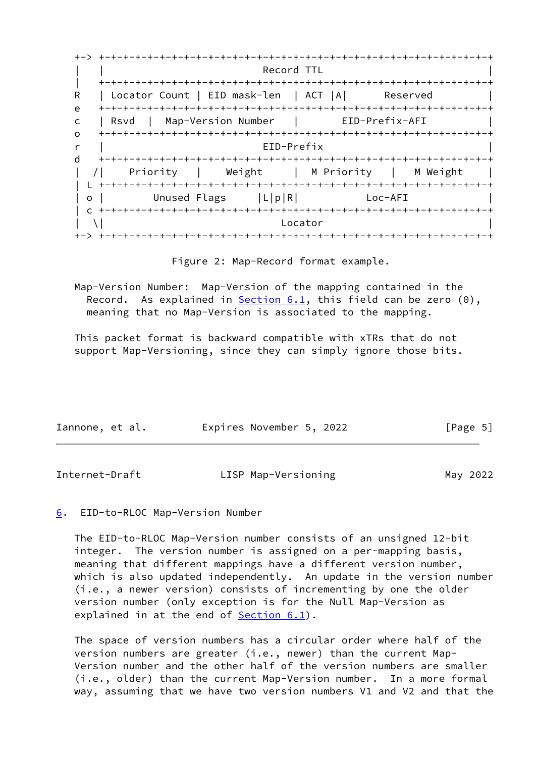```
+-> +-+-+-+-+-+-+-+-+-+-+-+-+-+-+-+-+-+-+-+-+-+-+-+-+-+-+-+-+-+-+-+-+
|   |                          Record TTL                           |
|   +-+-+-+-+-+-+-+-+-+-+-+-+-+-+-+-+-+-+-+-+-+-+-+-+-+-+-+-+-+-+-+-+
R   | Locator Count | EID mask-len  | ACT |A|      Reserved         |
e   +-+-+-+-+-+-+-+-+-+-+-+-+-+-+-+-+-+-+-+-+-+-+-+-+-+-+-+-+-+-+-+-+
c   | Rsvd  |  Map-Version Number   |       EID-Prefix-AFI          |
o   +-+-+-+-+-+-+-+-+-+-+-+-+-+-+-+-+-+-+-+-+-+-+-+-+-+-+-+-+-+-+-+-+
r   |                          EID-Prefix                           |
d   +-+-+-+-+-+-+-+-+-+-+-+-+-+-+-+-+-+-+-+-+-+-+-+-+-+-+-+-+-+-+-+-+
|  /|    Priority   |    Weight     |  M Priority   |   M Weight    |
| L +-+-+-+-+-+-+-+-+-+-+-+-+-+-+-+-+-+-+-+-+-+-+-+-+-+-+-+-+-+-+-+-+
| o |        Unused Flags     |L|p|R|           Loc-AFI             |
| c +-+-+-+-+-+-+-+-+-+-+-+-+-+-+-+-+-+-+-+-+-+-+-+-+-+-+-+-+-+-+-+-+
|  \|                             Locator                           |
+-> +-+-+-+-+-+-+-+-+-+-+-+-+-+-+-+-+-+-+-+-+-+-+-+-+-+-+-+-+-+-+-+-+
```

Figure 2: Map-Record format example.

Map-Version Number: Map-Version of the mapping contained in the Record. As explained in Section 6.1, this field can be zero (0), meaning that no Map-Version is associated to the mapping.

This packet format is backward compatible with xTRs that do not support Map-Versioning, since they can simply ignore those bits.

## 6. EID-to-RLOC Map-Version Number

The EID-to-RLOC Map-Version number consists of an unsigned 12-bit integer. The version number is assigned on a per-mapping basis, meaning that different mappings have a different version number, which is also updated independently. An update in the version number (i.e., a newer version) consists of incrementing by one the older version number (only exception is for the Null Map-Version as explained in at the end of Section 6.1).

The space of version numbers has a circular order where half of the version numbers are greater (i.e., newer) than the current Map-Version number and the other half of the version numbers are smaller (i.e., older) than the current Map-Version number. In a more formal way, assuming that we have two version numbers V1 and V2 and that the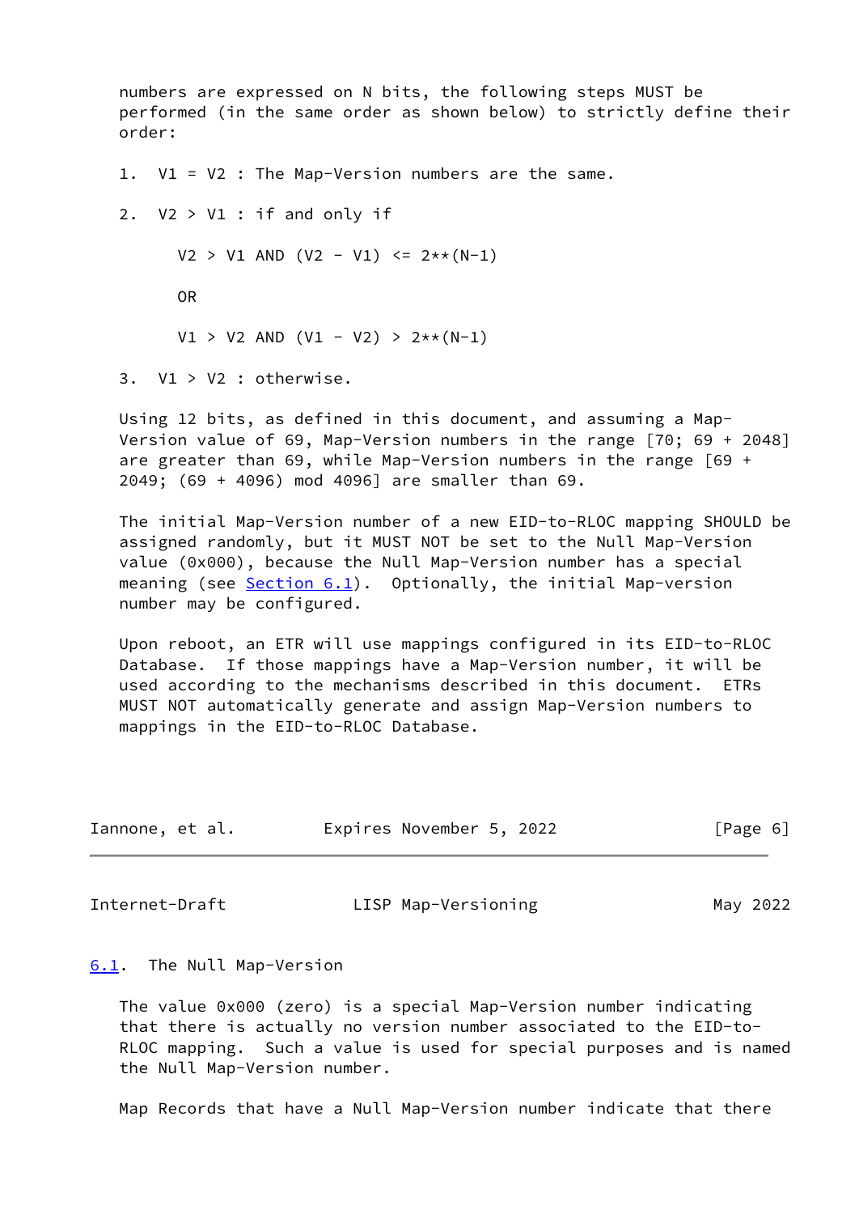numbers are expressed on N bits, the following steps MUST be performed (in the same order as shown below) to strictly define their order:

1. V1 = V2 : The Map-Version numbers are the same.

2. V2 > V1 : if and only if

   V2 > V1 AND (V2 - V1) <= 2**(N-1)

   OR

   V1 > V2 AND (V1 - V2) > 2**(N-1)

3. V1 > V2 : otherwise.

Using 12 bits, as defined in this document, and assuming a Map-Version value of 69, Map-Version numbers in the range [70; 69 + 2048] are greater than 69, while Map-Version numbers in the range [69 + 2049; (69 + 4096) mod 4096] are smaller than 69.

The initial Map-Version number of a new EID-to-RLOC mapping SHOULD be assigned randomly, but it MUST NOT be set to the Null Map-Version value (0x000), because the Null Map-Version number has a special meaning (see Section 6.1). Optionally, the initial Map-version number may be configured.

Upon reboot, an ETR will use mappings configured in its EID-to-RLOC Database. If those mappings have a Map-Version number, it will be used according to the mechanisms described in this document. ETRs MUST NOT automatically generate and assign Map-Version numbers to mappings in the EID-to-RLOC Database.

### 6.1. The Null Map-Version

The value 0x000 (zero) is a special Map-Version number indicating that there is actually no version number associated to the EID-to-RLOC mapping. Such a value is used for special purposes and is named the Null Map-Version number.

Map Records that have a Null Map-Version number indicate that there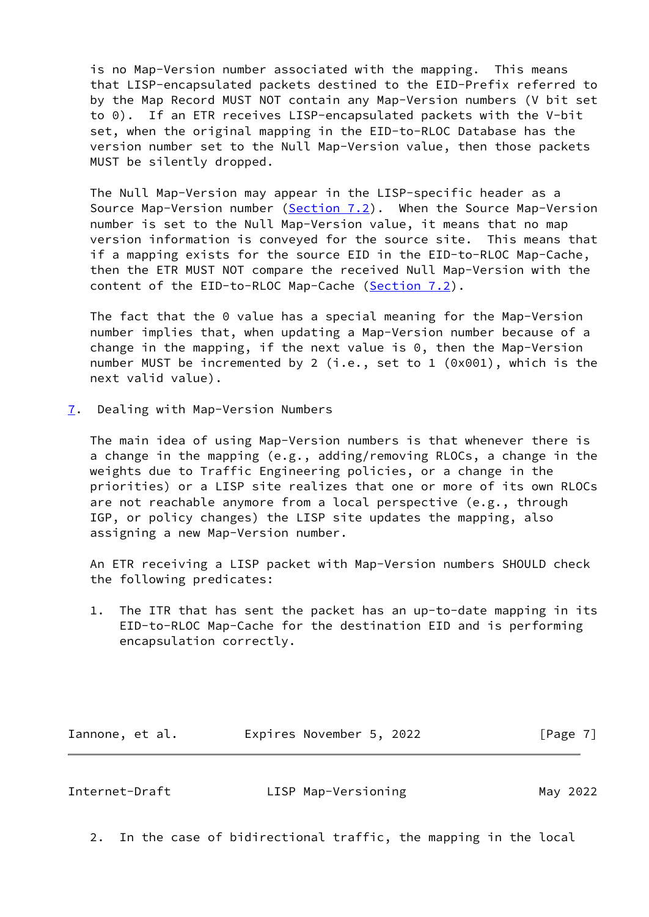is no Map-Version number associated with the mapping. This means that LISP-encapsulated packets destined to the EID-Prefix referred to by the Map Record MUST NOT contain any Map-Version numbers (V bit set to 0). If an ETR receives LISP-encapsulated packets with the V-bit set, when the original mapping in the EID-to-RLOC Database has the version number set to the Null Map-Version value, then those packets MUST be silently dropped.

The Null Map-Version may appear in the LISP-specific header as a Source Map-Version number (Section 7.2). When the Source Map-Version number is set to the Null Map-Version value, it means that no map version information is conveyed for the source site. This means that if a mapping exists for the source EID in the EID-to-RLOC Map-Cache, then the ETR MUST NOT compare the received Null Map-Version with the content of the EID-to-RLOC Map-Cache (Section 7.2).

The fact that the 0 value has a special meaning for the Map-Version number implies that, when updating a Map-Version number because of a change in the mapping, if the next value is 0, then the Map-Version number MUST be incremented by 2 (i.e., set to 1 (0x001), which is the next valid value).

# 7. Dealing with Map-Version Numbers

The main idea of using Map-Version numbers is that whenever there is a change in the mapping (e.g., adding/removing RLOCs, a change in the weights due to Traffic Engineering policies, or a change in the priorities) or a LISP site realizes that one or more of its own RLOCs are not reachable anymore from a local perspective (e.g., through IGP, or policy changes) the LISP site updates the mapping, also assigning a new Map-Version number.

An ETR receiving a LISP packet with Map-Version numbers SHOULD check the following predicates:

1. The ITR that has sent the packet has an up-to-date mapping in its EID-to-RLOC Map-Cache for the destination EID and is performing encapsulation correctly.

2. In the case of bidirectional traffic, the mapping in the local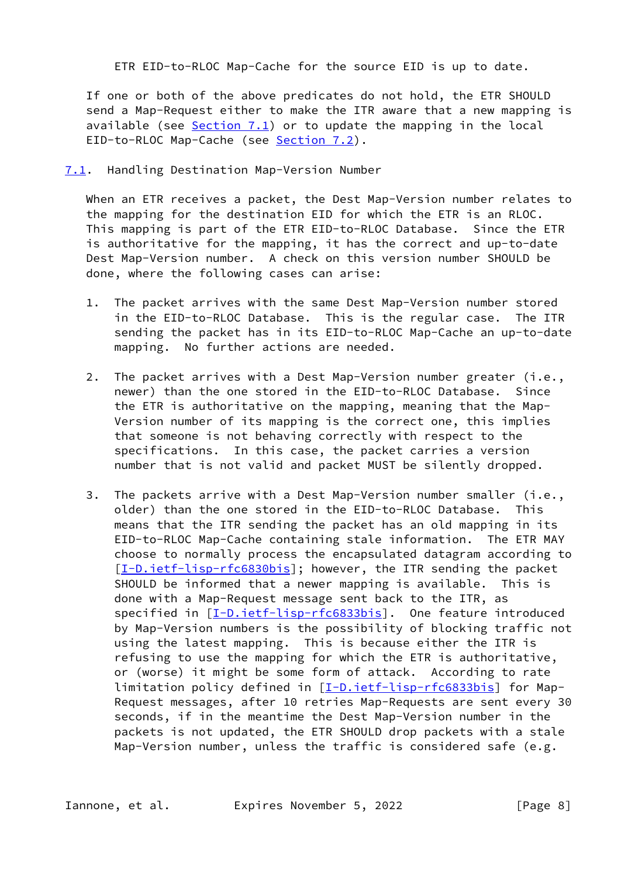ETR EID-to-RLOC Map-Cache for the source EID is up to date.

If one or both of the above predicates do not hold, the ETR SHOULD send a Map-Request either to make the ITR aware that a new mapping is available (see Section 7.1) or to update the mapping in the local EID-to-RLOC Map-Cache (see Section 7.2).

## 7.1. Handling Destination Map-Version Number

When an ETR receives a packet, the Dest Map-Version number relates to the mapping for the destination EID for which the ETR is an RLOC. This mapping is part of the ETR EID-to-RLOC Database. Since the ETR is authoritative for the mapping, it has the correct and up-to-date Dest Map-Version number. A check on this version number SHOULD be done, where the following cases can arise:

1. The packet arrives with the same Dest Map-Version number stored in the EID-to-RLOC Database. This is the regular case. The ITR sending the packet has in its EID-to-RLOC Map-Cache an up-to-date mapping. No further actions are needed.

2. The packet arrives with a Dest Map-Version number greater (i.e., newer) than the one stored in the EID-to-RLOC Database. Since the ETR is authoritative on the mapping, meaning that the Map-Version number of its mapping is the correct one, this implies that someone is not behaving correctly with respect to the specifications. In this case, the packet carries a version number that is not valid and packet MUST be silently dropped.

3. The packets arrive with a Dest Map-Version number smaller (i.e., older) than the one stored in the EID-to-RLOC Database. This means that the ITR sending the packet has an old mapping in its EID-to-RLOC Map-Cache containing stale information. The ETR MAY choose to normally process the encapsulated datagram according to [I-D.ietf-lisp-rfc6830bis]; however, the ITR sending the packet SHOULD be informed that a newer mapping is available. This is done with a Map-Request message sent back to the ITR, as specified in [I-D.ietf-lisp-rfc6833bis]. One feature introduced by Map-Version numbers is the possibility of blocking traffic not using the latest mapping. This is because either the ITR is refusing to use the mapping for which the ETR is authoritative, or (worse) it might be some form of attack. According to rate limitation policy defined in [I-D.ietf-lisp-rfc6833bis] for Map-Request messages, after 10 retries Map-Requests are sent every 30 seconds, if in the meantime the Dest Map-Version number in the packets is not updated, the ETR SHOULD drop packets with a stale Map-Version number, unless the traffic is considered safe (e.g.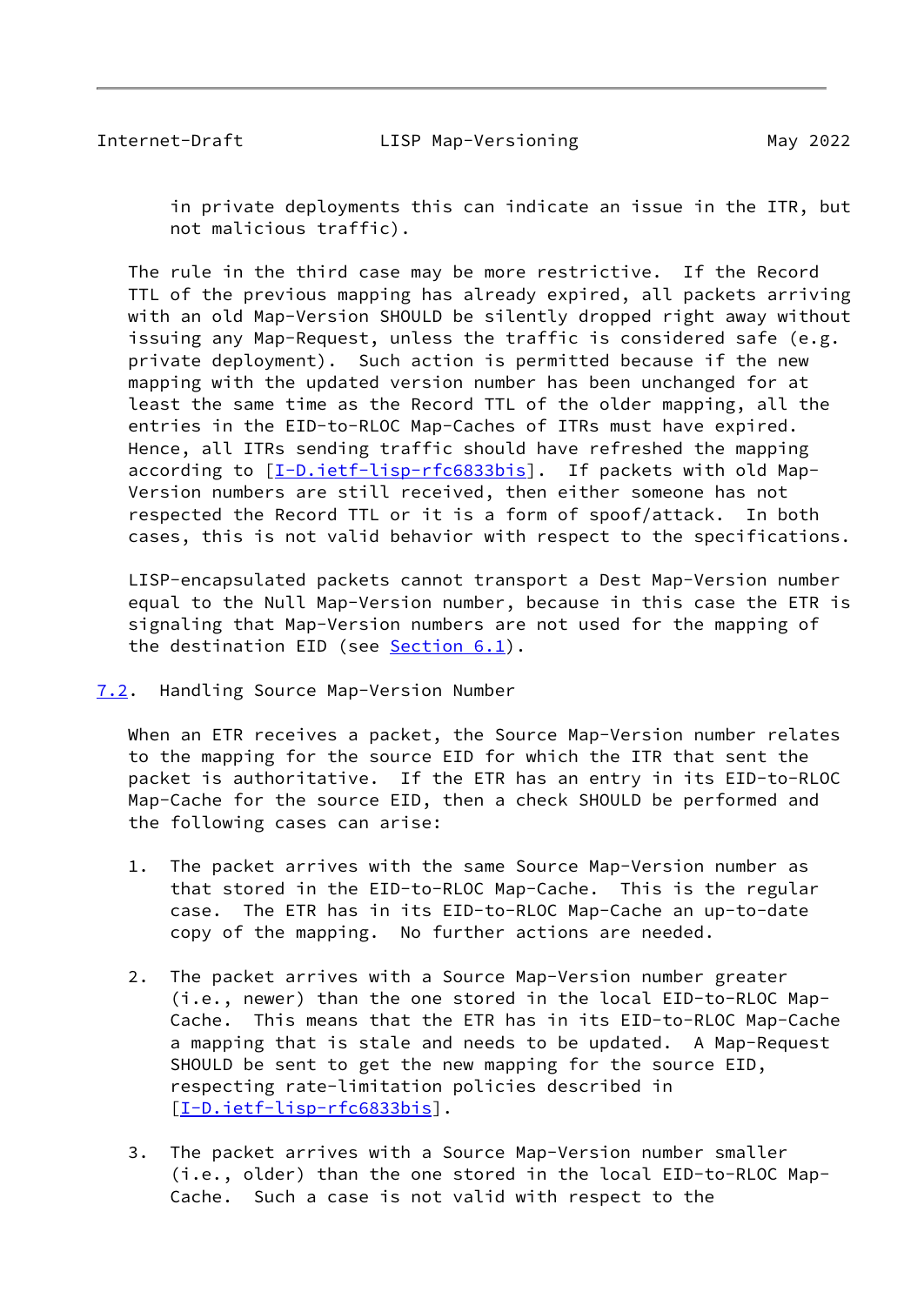in private deployments this can indicate an issue in the ITR, but not malicious traffic).

The rule in the third case may be more restrictive. If the Record TTL of the previous mapping has already expired, all packets arriving with an old Map-Version SHOULD be silently dropped right away without issuing any Map-Request, unless the traffic is considered safe (e.g. private deployment). Such action is permitted because if the new mapping with the updated version number has been unchanged for at least the same time as the Record TTL of the older mapping, all the entries in the EID-to-RLOC Map-Caches of ITRs must have expired. Hence, all ITRs sending traffic should have refreshed the mapping according to [I-D.ietf-lisp-rfc6833bis]. If packets with old Map-Version numbers are still received, then either someone has not respected the Record TTL or it is a form of spoof/attack. In both cases, this is not valid behavior with respect to the specifications.

LISP-encapsulated packets cannot transport a Dest Map-Version number equal to the Null Map-Version number, because in this case the ETR is signaling that Map-Version numbers are not used for the mapping of the destination EID (see Section 6.1).

### 7.2. Handling Source Map-Version Number

When an ETR receives a packet, the Source Map-Version number relates to the mapping for the source EID for which the ITR that sent the packet is authoritative. If the ETR has an entry in its EID-to-RLOC Map-Cache for the source EID, then a check SHOULD be performed and the following cases can arise:

1. The packet arrives with the same Source Map-Version number as that stored in the EID-to-RLOC Map-Cache. This is the regular case. The ETR has in its EID-to-RLOC Map-Cache an up-to-date copy of the mapping. No further actions are needed.

2. The packet arrives with a Source Map-Version number greater (i.e., newer) than the one stored in the local EID-to-RLOC Map-Cache. This means that the ETR has in its EID-to-RLOC Map-Cache a mapping that is stale and needs to be updated. A Map-Request SHOULD be sent to get the new mapping for the source EID, respecting rate-limitation policies described in [I-D.ietf-lisp-rfc6833bis].

3. The packet arrives with a Source Map-Version number smaller (i.e., older) than the one stored in the local EID-to-RLOC Map-Cache. Such a case is not valid with respect to the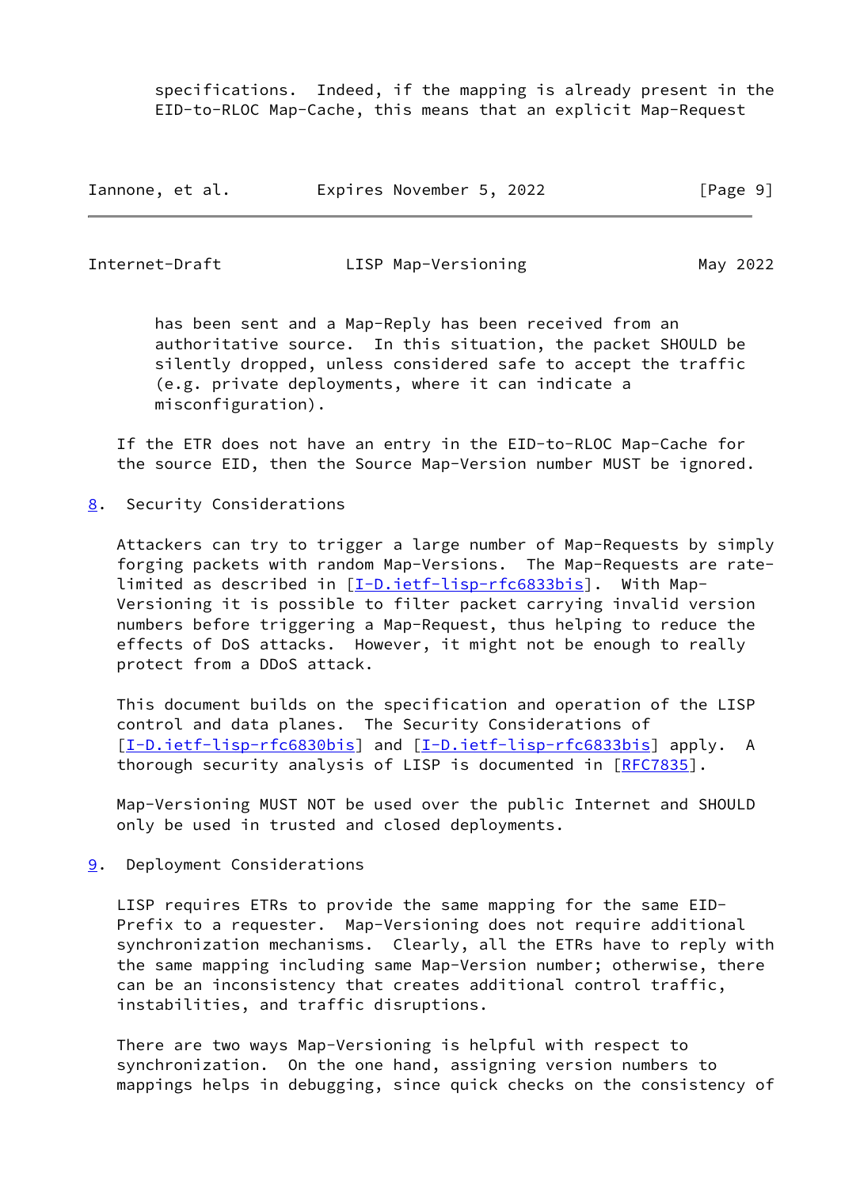specifications. Indeed, if the mapping is already present in the EID-to-RLOC Map-Cache, this means that an explicit Map-Request has been sent and a Map-Reply has been received from an authoritative source. In this situation, the packet SHOULD be silently dropped, unless considered safe to accept the traffic (e.g. private deployments, where it can indicate a misconfiguration).

If the ETR does not have an entry in the EID-to-RLOC Map-Cache for the source EID, then the Source Map-Version number MUST be ignored.

## 8. Security Considerations

Attackers can try to trigger a large number of Map-Requests by simply forging packets with random Map-Versions. The Map-Requests are rate-limited as described in [I-D.ietf-lisp-rfc6833bis]. With Map-Versioning it is possible to filter packet carrying invalid version numbers before triggering a Map-Request, thus helping to reduce the effects of DoS attacks. However, it might not be enough to really protect from a DDoS attack.

This document builds on the specification and operation of the LISP control and data planes. The Security Considerations of [I-D.ietf-lisp-rfc6830bis] and [I-D.ietf-lisp-rfc6833bis] apply. A thorough security analysis of LISP is documented in [RFC7835].

Map-Versioning MUST NOT be used over the public Internet and SHOULD only be used in trusted and closed deployments.

## 9. Deployment Considerations

LISP requires ETRs to provide the same mapping for the same EID-Prefix to a requester. Map-Versioning does not require additional synchronization mechanisms. Clearly, all the ETRs have to reply with the same mapping including same Map-Version number; otherwise, there can be an inconsistency that creates additional control traffic, instabilities, and traffic disruptions.

There are two ways Map-Versioning is helpful with respect to synchronization. On the one hand, assigning version numbers to mappings helps in debugging, since quick checks on the consistency of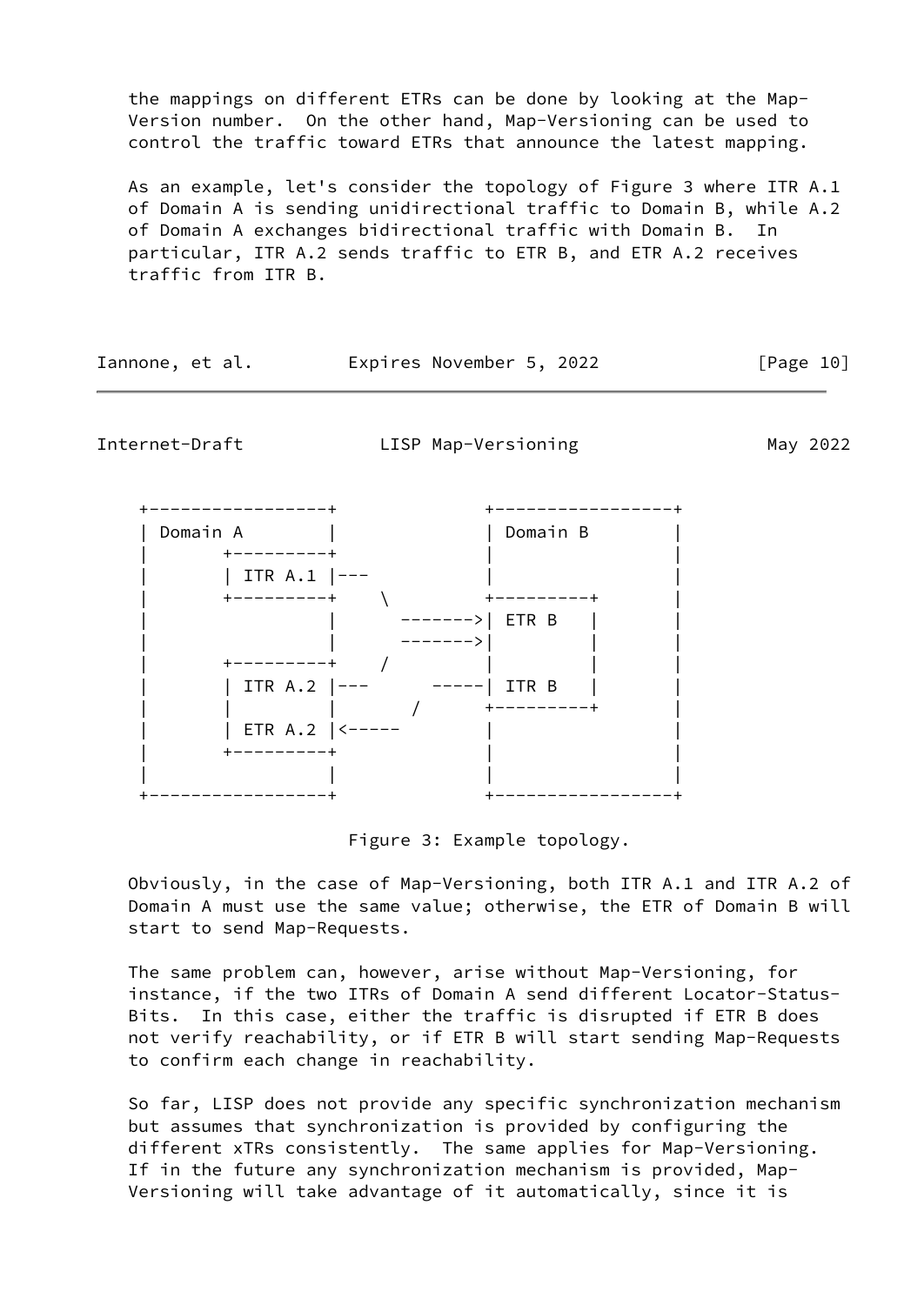the mappings on different ETRs can be done by looking at the Map-Version number. On the other hand, Map-Versioning can be used to control the traffic toward ETRs that announce the latest mapping.

As an example, let's consider the topology of Figure 3 where ITR A.1 of Domain A is sending unidirectional traffic to Domain B, while A.2 of Domain A exchanges bidirectional traffic with Domain B. In particular, ITR A.2 sends traffic to ETR B, and ETR A.2 receives traffic from ITR B.

```
 +-----------------+             +-----------------+
 | Domain A        |             | Domain B        |
 |       +---------+             |                 |
 |       | ITR A.1 |---          |                 |
 |       +---------+    \        +---------+       |
 |                 |     ------->| ETR B   |       |
 |                 |     ------->|         |       |
 |       +---------+    /        |         |       |
 |       | ITR A.2 |---      -----| ITR B   |       |
 |       |         |       /     +---------+       |
 |       | ETR A.2 |<-----       |                 |
 |       +---------+             |                 |
 |                 |             |                 |
 +-----------------+             +-----------------+
```

Figure 3: Example topology.

Obviously, in the case of Map-Versioning, both ITR A.1 and ITR A.2 of Domain A must use the same value; otherwise, the ETR of Domain B will start to send Map-Requests.

The same problem can, however, arise without Map-Versioning, for instance, if the two ITRs of Domain A send different Locator-Status-Bits. In this case, either the traffic is disrupted if ETR B does not verify reachability, or if ETR B will start sending Map-Requests to confirm each change in reachability.

So far, LISP does not provide any specific synchronization mechanism but assumes that synchronization is provided by configuring the different xTRs consistently. The same applies for Map-Versioning. If in the future any synchronization mechanism is provided, Map-Versioning will take advantage of it automatically, since it is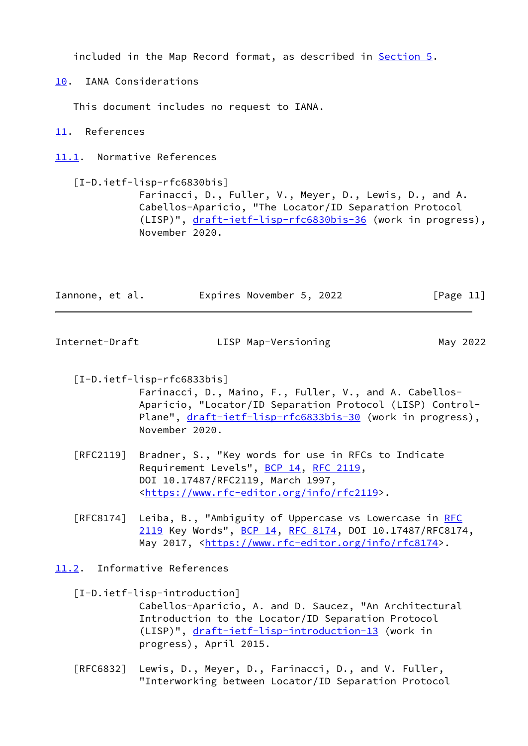included in the Map Record format, as described in Section 5.

## 10. IANA Considerations

This document includes no request to IANA.

## 11. References

### 11.1. Normative References

[I-D.ietf-lisp-rfc6830bis]
Farinacci, D., Fuller, V., Meyer, D., Lewis, D., and A. Cabellos-Aparicio, "The Locator/ID Separation Protocol (LISP)", draft-ietf-lisp-rfc6830bis-36 (work in progress), November 2020.

[I-D.ietf-lisp-rfc6833bis]
Farinacci, D., Maino, F., Fuller, V., and A. Cabellos-Aparicio, "Locator/ID Separation Protocol (LISP) Control-Plane", draft-ietf-lisp-rfc6833bis-30 (work in progress), November 2020.

[RFC2119] Bradner, S., "Key words for use in RFCs to Indicate Requirement Levels", BCP 14, RFC 2119, DOI 10.17487/RFC2119, March 1997, <https://www.rfc-editor.org/info/rfc2119>.

[RFC8174] Leiba, B., "Ambiguity of Uppercase vs Lowercase in RFC 2119 Key Words", BCP 14, RFC 8174, DOI 10.17487/RFC8174, May 2017, <https://www.rfc-editor.org/info/rfc8174>.

### 11.2. Informative References

[I-D.ietf-lisp-introduction]
Cabellos-Aparicio, A. and D. Saucez, "An Architectural Introduction to the Locator/ID Separation Protocol (LISP)", draft-ietf-lisp-introduction-13 (work in progress), April 2015.

[RFC6832] Lewis, D., Meyer, D., Farinacci, D., and V. Fuller, "Interworking between Locator/ID Separation Protocol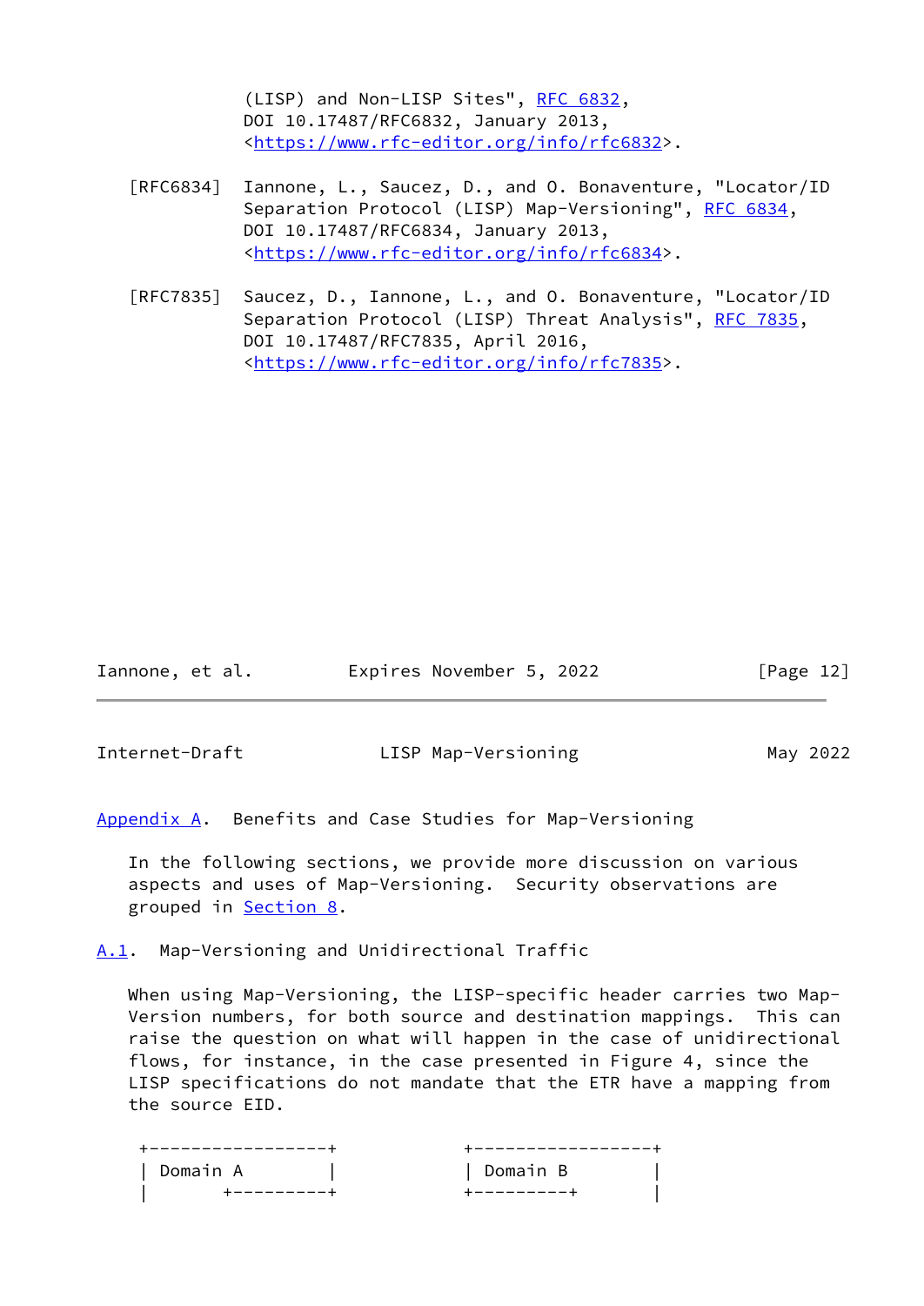(LISP) and Non-LISP Sites", RFC 6832, DOI 10.17487/RFC6832, January 2013, <https://www.rfc-editor.org/info/rfc6832>.

[RFC6834] Iannone, L., Saucez, D., and O. Bonaventure, "Locator/ID Separation Protocol (LISP) Map-Versioning", RFC 6834, DOI 10.17487/RFC6834, January 2013, <https://www.rfc-editor.org/info/rfc6834>.

[RFC7835] Saucez, D., Iannone, L., and O. Bonaventure, "Locator/ID Separation Protocol (LISP) Threat Analysis", RFC 7835, DOI 10.17487/RFC7835, April 2016, <https://www.rfc-editor.org/info/rfc7835>.

## Appendix A. Benefits and Case Studies for Map-Versioning

In the following sections, we provide more discussion on various aspects and uses of Map-Versioning. Security observations are grouped in Section 8.

### A.1. Map-Versioning and Unidirectional Traffic

When using Map-Versioning, the LISP-specific header carries two Map-Version numbers, for both source and destination mappings. This can raise the question on what will happen in the case of unidirectional flows, for instance, in the case presented in Figure 4, since the LISP specifications do not mandate that the ETR have a mapping from the source EID.

```
 +-----------------+          +-----------------+
 | Domain A        |          | Domain B        |
 |       +---------+          +---------+       |
```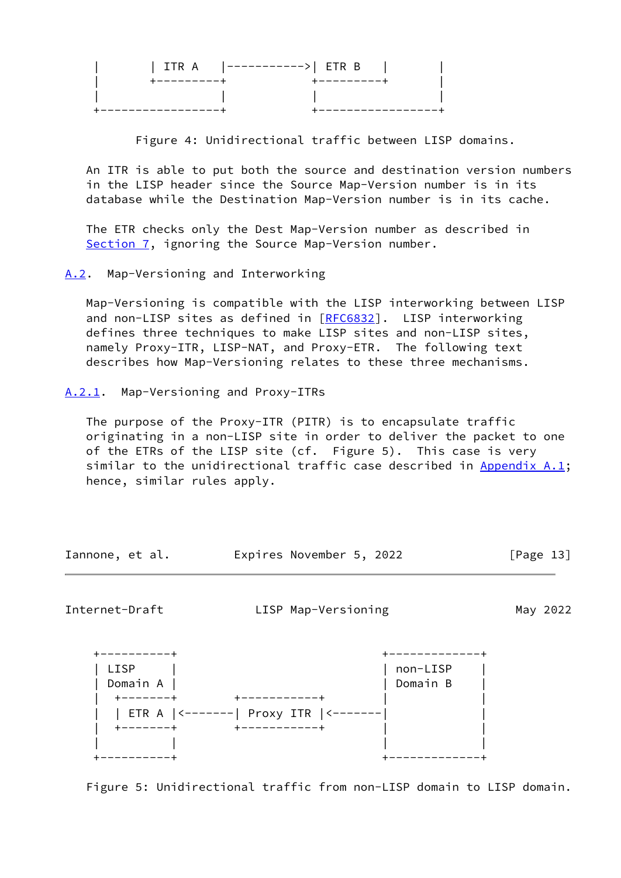```
|        | ITR A    |----------->| ETR B    |         |
|        +----------+            +----------+         |
|                   |            |                    |
+-------------------+            +--------------------+
```

Figure 4: Unidirectional traffic between LISP domains.

An ITR is able to put both the source and destination version numbers in the LISP header since the Source Map-Version number is in its database while the Destination Map-Version number is in its cache.

The ETR checks only the Dest Map-Version number as described in Section 7, ignoring the Source Map-Version number.

### A.2. Map-Versioning and Interworking

Map-Versioning is compatible with the LISP interworking between LISP and non-LISP sites as defined in [RFC6832]. LISP interworking defines three techniques to make LISP sites and non-LISP sites, namely Proxy-ITR, LISP-NAT, and Proxy-ETR. The following text describes how Map-Versioning relates to these three mechanisms.

#### A.2.1. Map-Versioning and Proxy-ITRs

The purpose of the Proxy-ITR (PITR) is to encapsulate traffic originating in a non-LISP site in order to deliver the packet to one of the ETRs of the LISP site (cf. Figure 5). This case is very similar to the unidirectional traffic case described in Appendix A.1; hence, similar rules apply.

```
+----------+                               +--------------+
| LISP     |                               | non-LISP     |
| Domain A |                               | Domain B     |
|  +-------+         +-----------+         |              |
|  | ETR A |<--------| Proxy ITR |<--------|              |
|  +-------+         +-----------+         |              |
|          |                               |              |
+----------+                               +--------------+
```

Figure 5: Unidirectional traffic from non-LISP domain to LISP domain.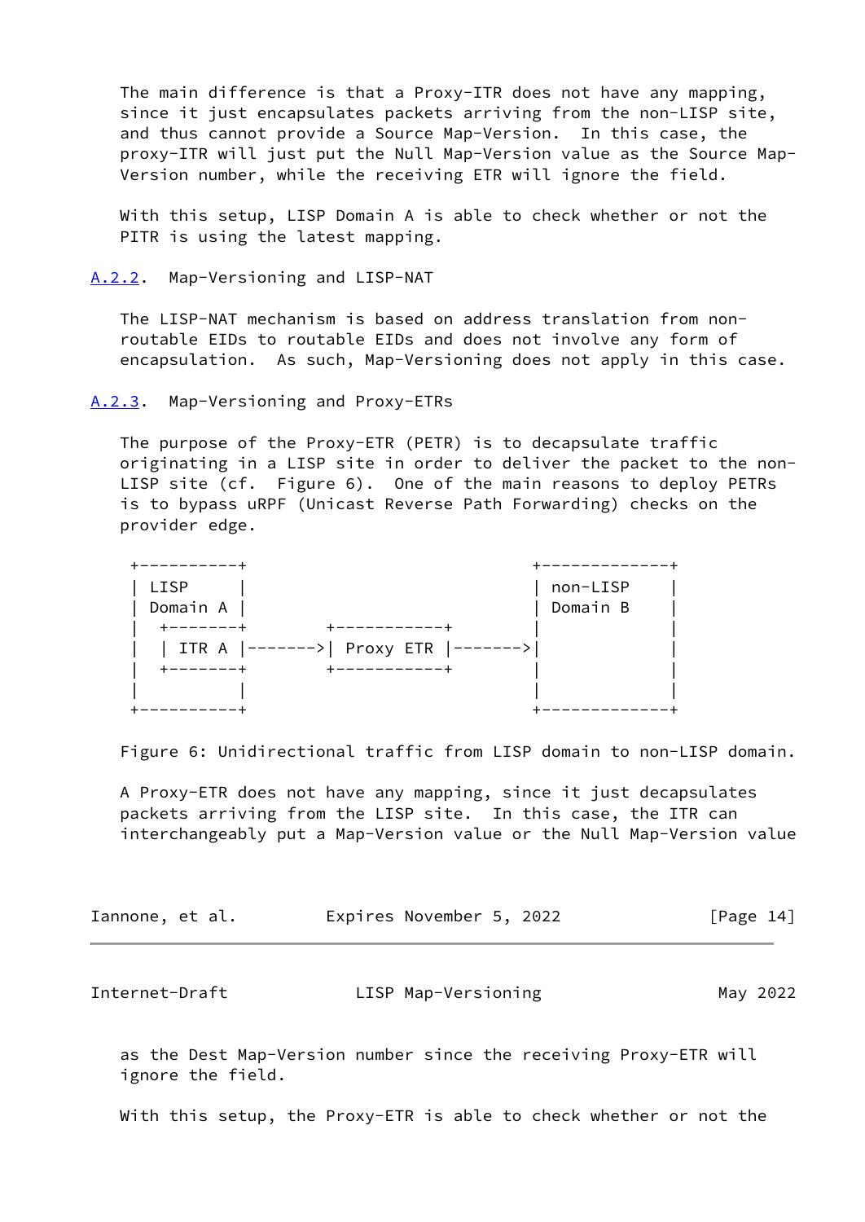The main difference is that a Proxy-ITR does not have any mapping, since it just encapsulates packets arriving from the non-LISP site, and thus cannot provide a Source Map-Version. In this case, the proxy-ITR will just put the Null Map-Version value as the Source Map-Version number, while the receiving ETR will ignore the field.

With this setup, LISP Domain A is able to check whether or not the PITR is using the latest mapping.

### A.2.2. Map-Versioning and LISP-NAT

The LISP-NAT mechanism is based on address translation from non-routable EIDs to routable EIDs and does not involve any form of encapsulation. As such, Map-Versioning does not apply in this case.

### A.2.3. Map-Versioning and Proxy-ETRs

The purpose of the Proxy-ETR (PETR) is to decapsulate traffic originating in a LISP site in order to deliver the packet to the non-LISP site (cf. Figure 6). One of the main reasons to deploy PETRs is to bypass uRPF (Unicast Reverse Path Forwarding) checks on the provider edge.

```
 +----------+                                +-------------+
 | LISP     |                                | non-LISP    |
 | Domain A |                                | Domain B    |
 |  +-------+        +-----------+           |             |
 |  | ITR A |------->| Proxy ETR |------->|             |
 |  +-------+        +-----------+           |             |
 |          |                                |             |
 +----------+                                +-------------+
```

Figure 6: Unidirectional traffic from LISP domain to non-LISP domain.

A Proxy-ETR does not have any mapping, since it just decapsulates packets arriving from the LISP site. In this case, the ITR can interchangeably put a Map-Version value or the Null Map-Version value as the Dest Map-Version number since the receiving Proxy-ETR will ignore the field.

With this setup, the Proxy-ETR is able to check whether or not the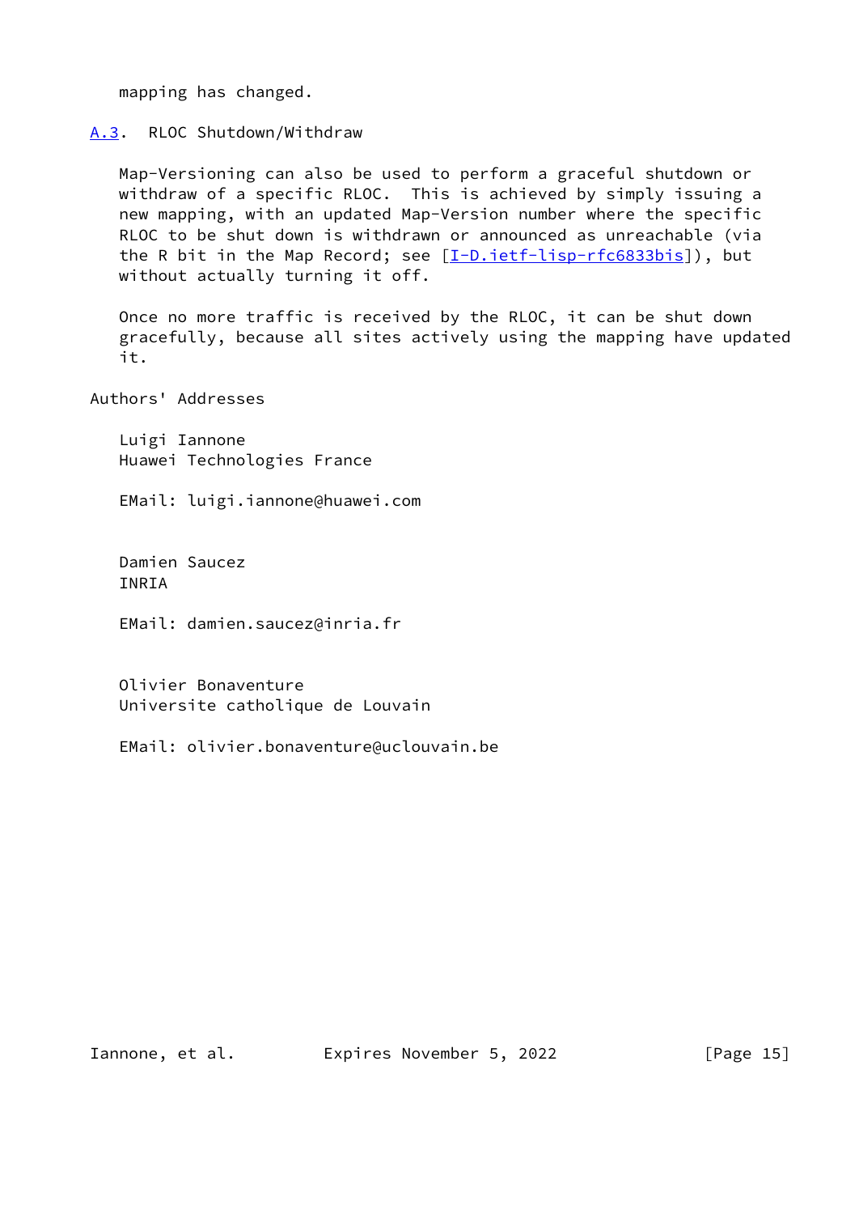mapping has changed.

### A.3. RLOC Shutdown/Withdraw

Map-Versioning can also be used to perform a graceful shutdown or withdraw of a specific RLOC. This is achieved by simply issuing a new mapping, with an updated Map-Version number where the specific RLOC to be shut down is withdrawn or announced as unreachable (via the R bit in the Map Record; see [I-D.ietf-lisp-rfc6833bis]), but without actually turning it off.

Once no more traffic is received by the RLOC, it can be shut down gracefully, because all sites actively using the mapping have updated it.

## Authors' Addresses

Luigi Iannone
Huawei Technologies France

EMail: luigi.iannone@huawei.com

Damien Saucez
INRIA

EMail: damien.saucez@inria.fr

Olivier Bonaventure
Universite catholique de Louvain

EMail: olivier.bonaventure@uclouvain.be